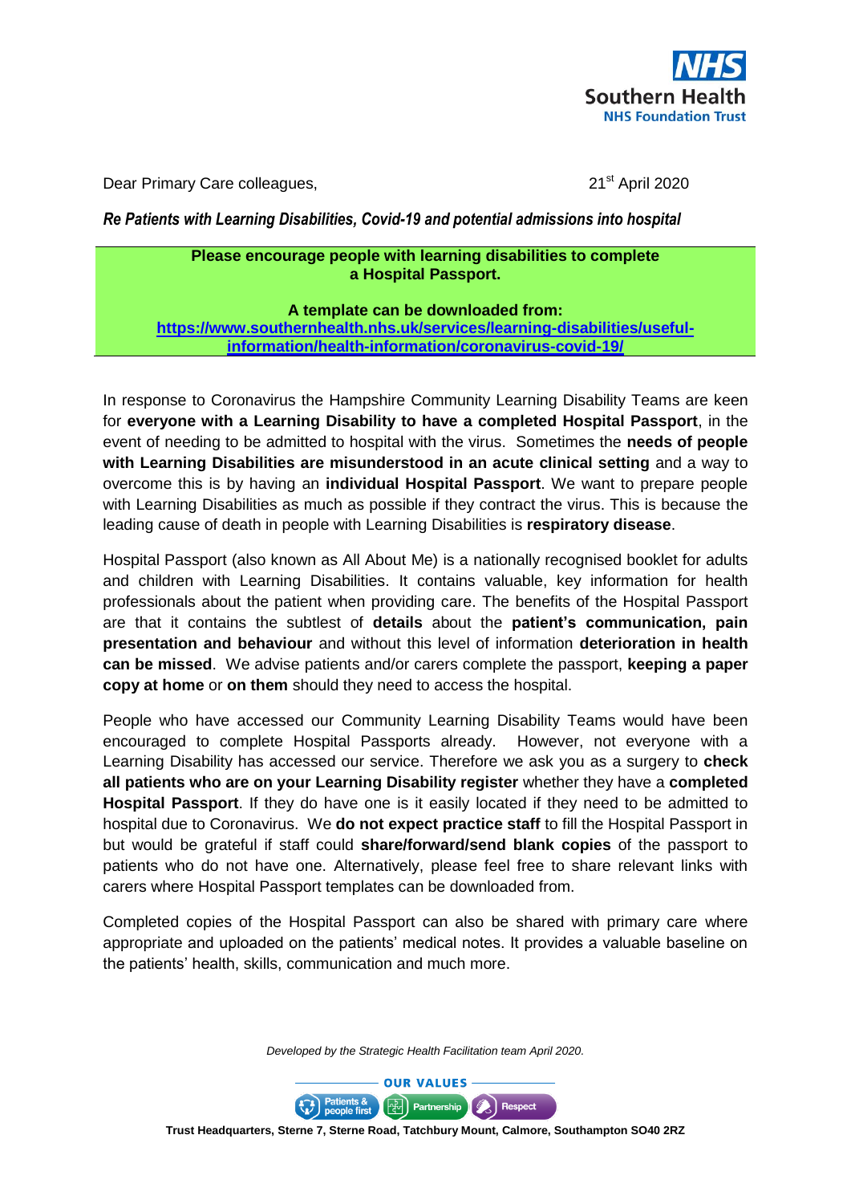NHS
Southern Health
NHS Foundation Trust

Dear Primary Care colleagues,

21st April 2020

***Re Patients with Learning Disabilities, Covid-19 and potential admissions into hospital***

**Please encourage people with learning disabilities to complete a Hospital Passport.**

**A template can be downloaded from:**
**https://www.southernhealth.nhs.uk/services/learning-disabilities/useful-information/health-information/coronavirus-covid-19/**

In response to Coronavirus the Hampshire Community Learning Disability Teams are keen for **everyone with a Learning Disability to have a completed Hospital Passport**, in the event of needing to be admitted to hospital with the virus. Sometimes the **needs of people with Learning Disabilities are misunderstood in an acute clinical setting** and a way to overcome this is by having an **individual Hospital Passport**. We want to prepare people with Learning Disabilities as much as possible if they contract the virus. This is because the leading cause of death in people with Learning Disabilities is **respiratory disease**.

Hospital Passport (also known as All About Me) is a nationally recognised booklet for adults and children with Learning Disabilities. It contains valuable, key information for health professionals about the patient when providing care. The benefits of the Hospital Passport are that it contains the subtlest of **details** about the **patient's communication, pain presentation and behaviour** and without this level of information **deterioration in health can be missed**. We advise patients and/or carers complete the passport, **keeping a paper copy at home** or **on them** should they need to access the hospital.

People who have accessed our Community Learning Disability Teams would have been encouraged to complete Hospital Passports already. However, not everyone with a Learning Disability has accessed our service. Therefore we ask you as a surgery to **check all patients who are on your Learning Disability register** whether they have a **completed Hospital Passport**. If they do have one is it easily located if they need to be admitted to hospital due to Coronavirus. We **do not expect practice staff** to fill the Hospital Passport in but would be grateful if staff could **share/forward/send blank copies** of the passport to patients who do not have one. Alternatively, please feel free to share relevant links with carers where Hospital Passport templates can be downloaded from.

Completed copies of the Hospital Passport can also be shared with primary care where appropriate and uploaded on the patients' medical notes. It provides a valuable baseline on the patients' health, skills, communication and much more.

*Developed by the Strategic Health Facilitation team April 2020.*

OUR VALUES: Patients & people first | Partnership | Respect

**Trust Headquarters, Sterne 7, Sterne Road, Tatchbury Mount, Calmore, Southampton SO40 2RZ**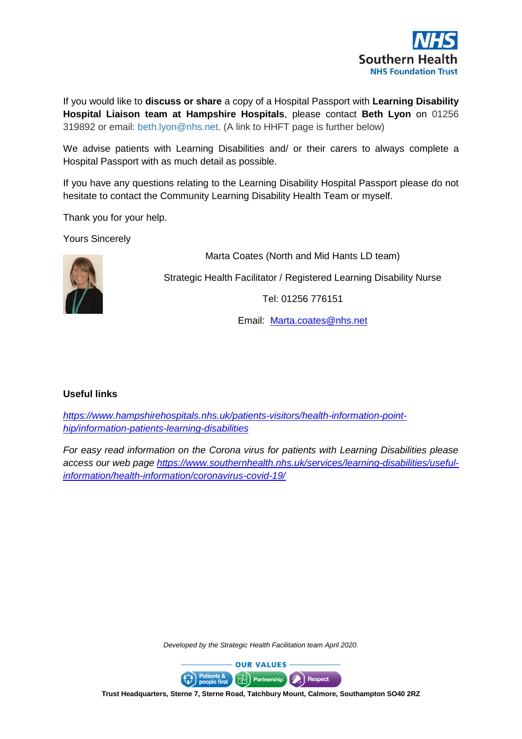If you would like to **discuss or share** a copy of a Hospital Passport with **Learning Disability Hospital Liaison team at Hampshire Hospitals**, please contact **Beth Lyon** on 01256 319892 or email: beth.lyon@nhs.net. (A link to HHFT page is further below)

We advise patients with Learning Disabilities and/ or their carers to always complete a Hospital Passport with as much detail as possible.

If you have any questions relating to the Learning Disability Hospital Passport please do not hesitate to contact the Community Learning Disability Health Team or myself.

Thank you for your help.

Yours Sincerely

Marta Coates (North and Mid Hants LD team)

Strategic Health Facilitator / Registered Learning Disability Nurse

Tel: 01256 776151

Email: Marta.coates@nhs.net

**Useful links**

*https://www.hampshirehospitals.nhs.uk/patients-visitors/health-information-point-hip/information-patients-learning-disabilities*

*For easy read information on the Corona virus for patients with Learning Disabilities please access our web page https://www.southernhealth.nhs.uk/services/learning-disabilities/useful-information/health-information/coronavirus-covid-19/*

*Developed by the Strategic Health Facilitation team April 2020.*

OUR VALUES

Patients & people first | Partnership | Respect

**Trust Headquarters, Sterne 7, Sterne Road, Tatchbury Mount, Calmore, Southampton SO40 2RZ**